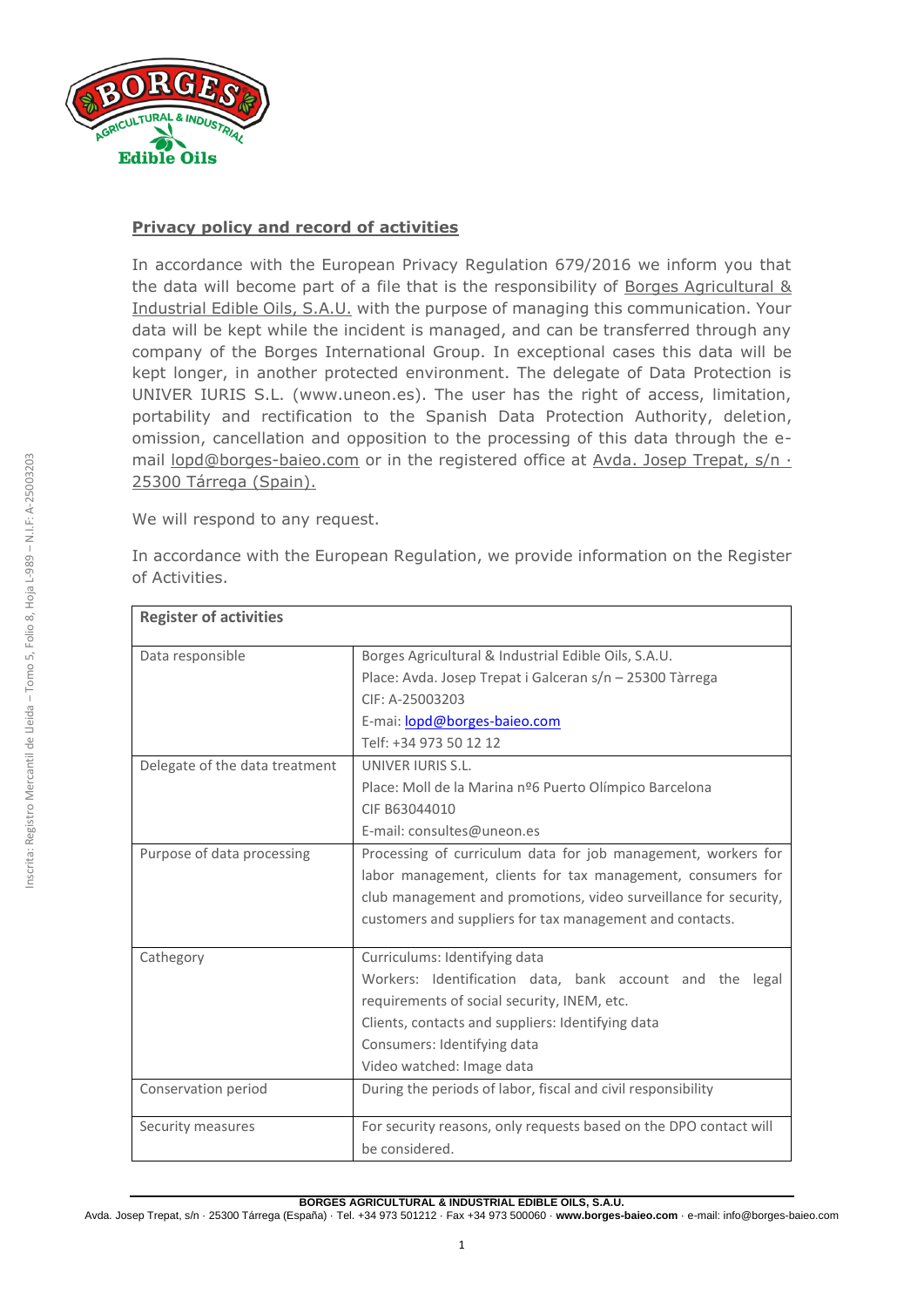## Privacy policy and record of activities

In accordance with the European Privacy Regulation 679/2016 we inform you that the data will become part of a file that is the responsibility of Borges Agricultural & Industrial Edible Oils, S.A.U. with the purpose of managing this communication. Your data will be kept while the incident is managed, and can be transferred through any company of the Borges International Group. In exceptional cases this data will be kept longer, in another protected environment. The delegate of Data Protection is UNIVER IURIS S.L. (www.uneon.es). The user has the right of access, limitation, portability and rectification to the Spanish Data Protection Authority, deletion, omission, cancellation and opposition to the processing of this data through the e-mail lopd@borges-baieo.com or in the registered office at Avda. Josep Trepat, s/n · 25300 Tárrega (Spain).

We will respond to any request.

In accordance with the European Regulation, we provide information on the Register of Activities.

| Register of activities | |
|---|---|
| Data responsible | Borges Agricultural & Industrial Edible Oils, S.A.U.<br>Place: Avda. Josep Trepat i Galceran s/n – 25300 Tàrrega<br>CIF: A-25003203<br>E-mai: lopd@borges-baieo.com<br>Telf: +34 973 50 12 12 |
| Delegate of the data treatment | UNIVER IURIS S.L.<br>Place: Moll de la Marina nº6 Puerto Olímpico Barcelona<br>CIF B63044010<br>E-mail: consultes@uneon.es |
| Purpose of data processing | Processing of curriculum data for job management, workers for labor management, clients for tax management, consumers for club management and promotions, video surveillance for security, customers and suppliers for tax management and contacts. |
| Cathegory | Curriculums: Identifying data<br>Workers: Identification data, bank account and the legal requirements of social security, INEM, etc.<br>Clients, contacts and suppliers: Identifying data<br>Consumers: Identifying data<br>Video watched: Image data |
| Conservation period | During the periods of labor, fiscal and civil responsibility |
| Security measures | For security reasons, only requests based on the DPO contact will be considered. |